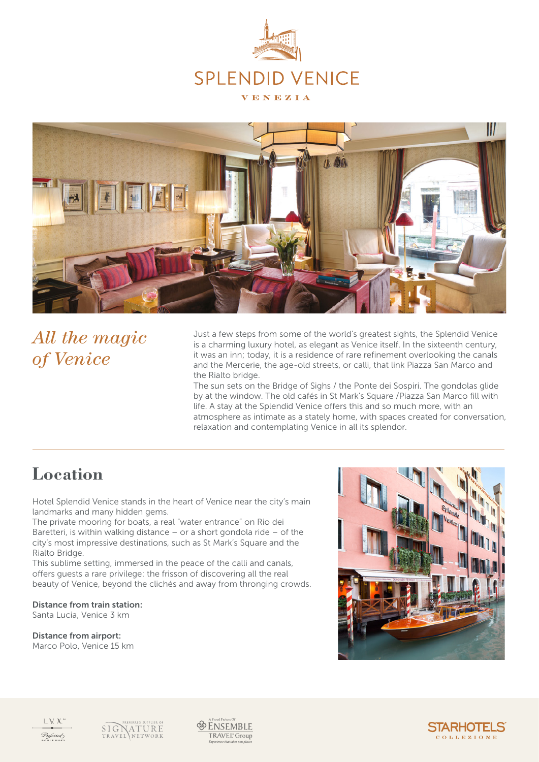# SPLENDID VENICE

VENEZIA

## *All the magic of Venice*

Just a few steps from some of the world's greatest sights, the Splendid Venice is a charming luxury hotel, as elegant as Venice itself. In the sixteenth century, it was an inn; today, it is a residence of rare refinement overlooking the canals and the Mercerie, the age-old streets, or calli, that link Piazza San Marco and the Rialto bridge.

The sun sets on the Bridge of Sighs / the Ponte dei Sospiri. The gondolas glide by at the window. The old cafés in St Mark's Square /Piazza San Marco fill with life. A stay at the Splendid Venice offers this and so much more, with an atmosphere as intimate as a stately home, with spaces created for conversation, relaxation and contemplating Venice in all its splendor.

## Location

Hotel Splendid Venice stands in the heart of Venice near the city's main landmarks and many hidden gems.

The private mooring for boats, a real "water entrance" on Rio dei Baretteri, is within walking distance – or a short gondola ride – of the city's most impressive destinations, such as St Mark's Square and the Rialto Bridge.

This sublime setting, immersed in the peace of the calli and canals, offers guests a rare privilege: the frisson of discovering all the real beauty of Venice, beyond the clichés and away from thronging crowds.

**Distance from train station:**
Santa Lucia, Venice 3 km

**Distance from airport:**
Marco Polo, Venice 15 km

L.V.X. Preferred Hotels & Resorts

Preferred Supplier of Signature Travel Network

A Proud Partner Of Ensemble Travel Group – Experience that takes you places

STARHOTELS COLLEZIONE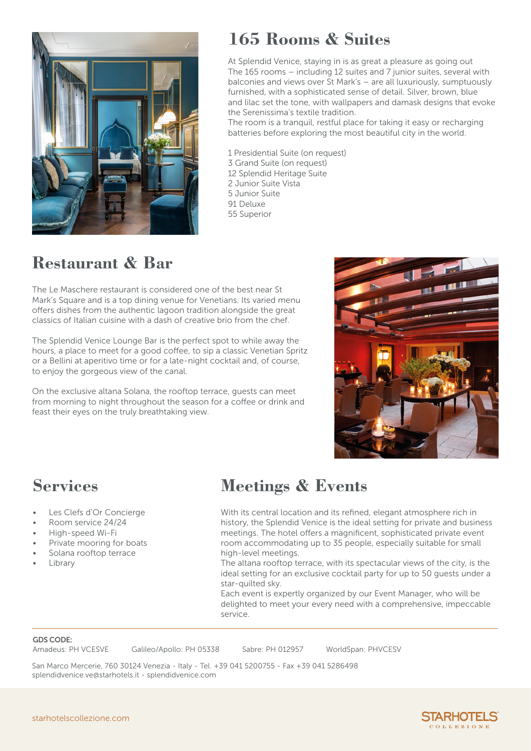## 165 Rooms & Suites

At Splendid Venice, staying in is as great a pleasure as going out
The 165 rooms – including 12 suites and 7 junior suites, several with balconies and views over St Mark's – are all luxuriously, sumptuously furnished, with a sophisticated sense of detail. Silver, brown, blue and lilac set the tone, with wallpapers and damask designs that evoke the Serenissima's textile tradition.
The room is a tranquil, restful place for taking it easy or recharging batteries before exploring the most beautiful city in the world.

1 Presidential Suite (on request)
3 Grand Suite (on request)
12 Splendid Heritage Suite
2 Junior Suite Vista
5 Junior Suite
91 Deluxe
55 Superior

## Restaurant & Bar

The Le Maschere restaurant is considered one of the best near St Mark's Square and is a top dining venue for Venetians. Its varied menu offers dishes from the authentic lagoon tradition alongside the great classics of Italian cuisine with a dash of creative brio from the chef.

The Splendid Venice Lounge Bar is the perfect spot to while away the hours, a place to meet for a good coffee, to sip a classic Venetian Spritz or a Bellini at aperitivo time or for a late-night cocktail and, of course, to enjoy the gorgeous view of the canal.

On the exclusive altana Solana, the rooftop terrace, guests can meet from morning to night throughout the season for a coffee or drink and feast their eyes on the truly breathtaking view.

## Services

- Les Clefs d'Or Concierge
- Room service 24/24
- High-speed Wi-Fi
- Private mooring for boats
- Solana rooftop terrace
- Library

## Meetings & Events

With its central location and its refined, elegant atmosphere rich in history, the Splendid Venice is the ideal setting for private and business meetings. The hotel offers a magnificent, sophisticated private event room accommodating up to 35 people, especially suitable for small high-level meetings.
The altana rooftop terrace, with its spectacular views of the city, is the ideal setting for an exclusive cocktail party for up to 50 guests under a star-quilted sky.
Each event is expertly organized by our Event Manager, who will be delighted to meet your every need with a comprehensive, impeccable service.

**GDS CODE:**
Amadeus: PH VCESVE Galileo/Apollo: PH 05338 Sabre: PH 012957 WorldSpan: PHVCESV

San Marco Mercerie, 760 30124 Venezia - Italy - Tel. +39 041 5200755 - Fax +39 041 5286498
splendidvenice.ve@starhotels.it - splendidvenice.com

starhotelscollezione.com

STARHOTELS COLLEZIONE